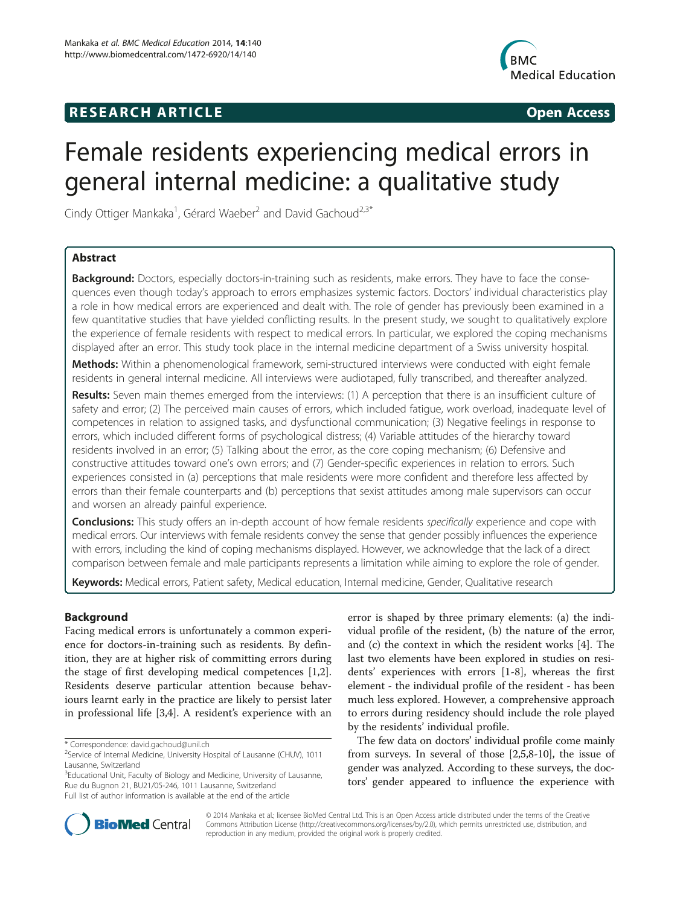RESEARCH ARTICLE Open Access

# Female residents experiencing medical errors in general internal medicine: a qualitative study

Cindy Ottiger Mankaka[1], Gérard Waeber[2] and David Gachoud[2,3*]

## Abstract

**Background:** Doctors, especially doctors-in-training such as residents, make errors. They have to face the consequences even though today's approach to errors emphasizes systemic factors. Doctors' individual characteristics play a role in how medical errors are experienced and dealt with. The role of gender has previously been examined in a few quantitative studies that have yielded conflicting results. In the present study, we sought to qualitatively explore the experience of female residents with respect to medical errors. In particular, we explored the coping mechanisms displayed after an error. This study took place in the internal medicine department of a Swiss university hospital.

**Methods:** Within a phenomenological framework, semi-structured interviews were conducted with eight female residents in general internal medicine. All interviews were audiotaped, fully transcribed, and thereafter analyzed.

**Results:** Seven main themes emerged from the interviews: (1) A perception that there is an insufficient culture of safety and error; (2) The perceived main causes of errors, which included fatigue, work overload, inadequate level of competences in relation to assigned tasks, and dysfunctional communication; (3) Negative feelings in response to errors, which included different forms of psychological distress; (4) Variable attitudes of the hierarchy toward residents involved in an error; (5) Talking about the error, as the core coping mechanism; (6) Defensive and constructive attitudes toward one's own errors; and (7) Gender-specific experiences in relation to errors. Such experiences consisted in (a) perceptions that male residents were more confident and therefore less affected by errors than their female counterparts and (b) perceptions that sexist attitudes among male supervisors can occur and worsen an already painful experience.

**Conclusions:** This study offers an in-depth account of how female residents *specifically* experience and cope with medical errors. Our interviews with female residents convey the sense that gender possibly influences the experience with errors, including the kind of coping mechanisms displayed. However, we acknowledge that the lack of a direct comparison between female and male participants represents a limitation while aiming to explore the role of gender.

**Keywords:** Medical errors, Patient safety, Medical education, Internal medicine, Gender, Qualitative research

## Background

Facing medical errors is unfortunately a common experience for doctors-in-training such as residents. By definition, they are at higher risk of committing errors during the stage of first developing medical competences [1,2]. Residents deserve particular attention because behaviours learnt early in the practice are likely to persist later in professional life [3,4]. A resident's experience with an error is shaped by three primary elements: (a) the individual profile of the resident, (b) the nature of the error, and (c) the context in which the resident works [4]. The last two elements have been explored in studies on residents' experiences with errors [1-8], whereas the first element - the individual profile of the resident - has been much less explored. However, a comprehensive approach to errors during residency should include the role played by the residents' individual profile.

The few data on doctors' individual profile come mainly from surveys. In several of those [2,5,8-10], the issue of gender was analyzed. According to these surveys, the doctors' gender appeared to influence the experience with

\* Correspondence: david.gachoud@unil.ch
[2]Service of Internal Medicine, University Hospital of Lausanne (CHUV), 1011 Lausanne, Switzerland
[3]Educational Unit, Faculty of Biology and Medicine, University of Lausanne, Rue du Bugnon 21, BU21/05-246, 1011 Lausanne, Switzerland
Full list of author information is available at the end of the article

© 2014 Mankaka et al.; licensee BioMed Central Ltd. This is an Open Access article distributed under the terms of the Creative Commons Attribution License (http://creativecommons.org/licenses/by/2.0), which permits unrestricted use, distribution, and reproduction in any medium, provided the original work is properly credited.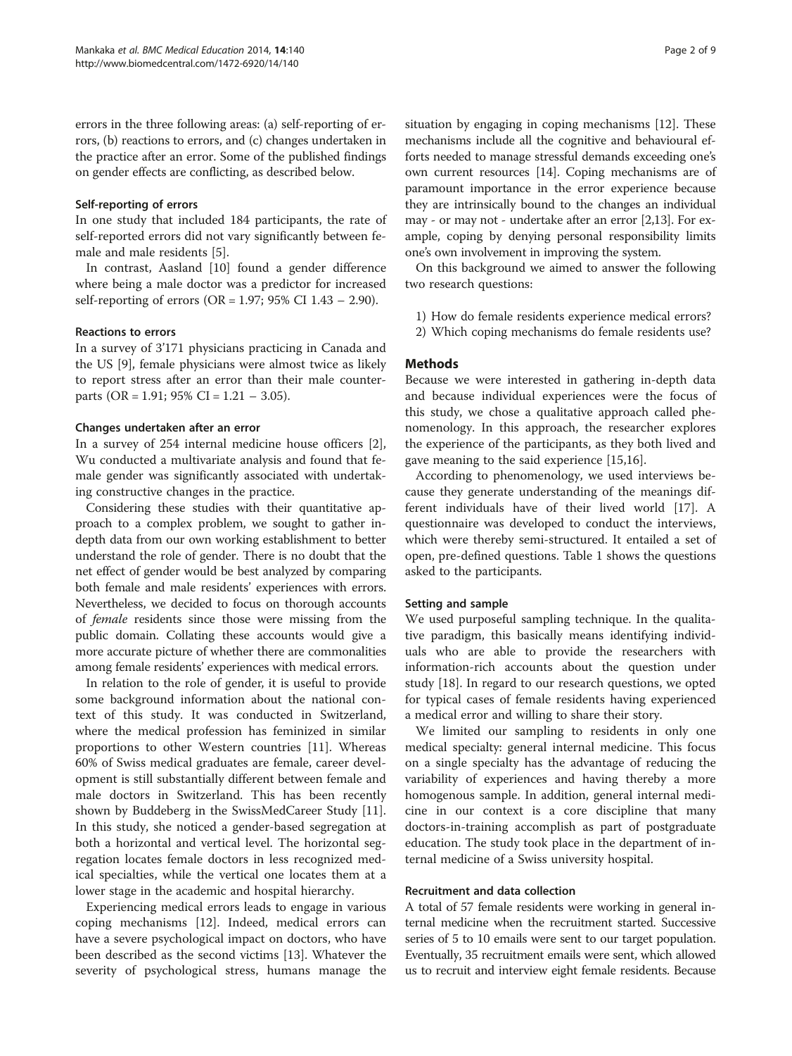errors in the three following areas: (a) self-reporting of errors, (b) reactions to errors, and (c) changes undertaken in the practice after an error. Some of the published findings on gender effects are conflicting, as described below.

#### Self-reporting of errors

In one study that included 184 participants, the rate of self-reported errors did not vary significantly between female and male residents [5].

In contrast, Aasland [10] found a gender difference where being a male doctor was a predictor for increased self-reporting of errors (OR = 1.97; 95% CI 1.43 – 2.90).

#### Reactions to errors

In a survey of 3'171 physicians practicing in Canada and the US [9], female physicians were almost twice as likely to report stress after an error than their male counterparts (OR = 1.91; 95% CI = 1.21 – 3.05).

#### Changes undertaken after an error

In a survey of 254 internal medicine house officers [2], Wu conducted a multivariate analysis and found that female gender was significantly associated with undertaking constructive changes in the practice.

Considering these studies with their quantitative approach to a complex problem, we sought to gather in-depth data from our own working establishment to better understand the role of gender. There is no doubt that the net effect of gender would be best analyzed by comparing both female and male residents' experiences with errors. Nevertheless, we decided to focus on thorough accounts of *female* residents since those were missing from the public domain. Collating these accounts would give a more accurate picture of whether there are commonalities among female residents' experiences with medical errors.

In relation to the role of gender, it is useful to provide some background information about the national context of this study. It was conducted in Switzerland, where the medical profession has feminized in similar proportions to other Western countries [11]. Whereas 60% of Swiss medical graduates are female, career development is still substantially different between female and male doctors in Switzerland. This has been recently shown by Buddeberg in the SwissMedCareer Study [11]. In this study, she noticed a gender-based segregation at both a horizontal and vertical level. The horizontal segregation locates female doctors in less recognized medical specialties, while the vertical one locates them at a lower stage in the academic and hospital hierarchy.

Experiencing medical errors leads to engage in various coping mechanisms [12]. Indeed, medical errors can have a severe psychological impact on doctors, who have been described as the second victims [13]. Whatever the severity of psychological stress, humans manage the situation by engaging in coping mechanisms [12]. These mechanisms include all the cognitive and behavioural efforts needed to manage stressful demands exceeding one's own current resources [14]. Coping mechanisms are of paramount importance in the error experience because they are intrinsically bound to the changes an individual may - or may not - undertake after an error [2,13]. For example, coping by denying personal responsibility limits one's own involvement in improving the system.

On this background we aimed to answer the following two research questions:

1) How do female residents experience medical errors?
2) Which coping mechanisms do female residents use?

## Methods

Because we were interested in gathering in-depth data and because individual experiences were the focus of this study, we chose a qualitative approach called phenomenology. In this approach, the researcher explores the experience of the participants, as they both lived and gave meaning to the said experience [15,16].

According to phenomenology, we used interviews because they generate understanding of the meanings different individuals have of their lived world [17]. A questionnaire was developed to conduct the interviews, which were thereby semi-structured. It entailed a set of open, pre-defined questions. Table 1 shows the questions asked to the participants.

#### Setting and sample

We used purposeful sampling technique. In the qualitative paradigm, this basically means identifying individuals who are able to provide the researchers with information-rich accounts about the question under study [18]. In regard to our research questions, we opted for typical cases of female residents having experienced a medical error and willing to share their story.

We limited our sampling to residents in only one medical specialty: general internal medicine. This focus on a single specialty has the advantage of reducing the variability of experiences and having thereby a more homogenous sample. In addition, general internal medicine in our context is a core discipline that many doctors-in-training accomplish as part of postgraduate education. The study took place in the department of internal medicine of a Swiss university hospital.

#### Recruitment and data collection

A total of 57 female residents were working in general internal medicine when the recruitment started. Successive series of 5 to 10 emails were sent to our target population. Eventually, 35 recruitment emails were sent, which allowed us to recruit and interview eight female residents. Because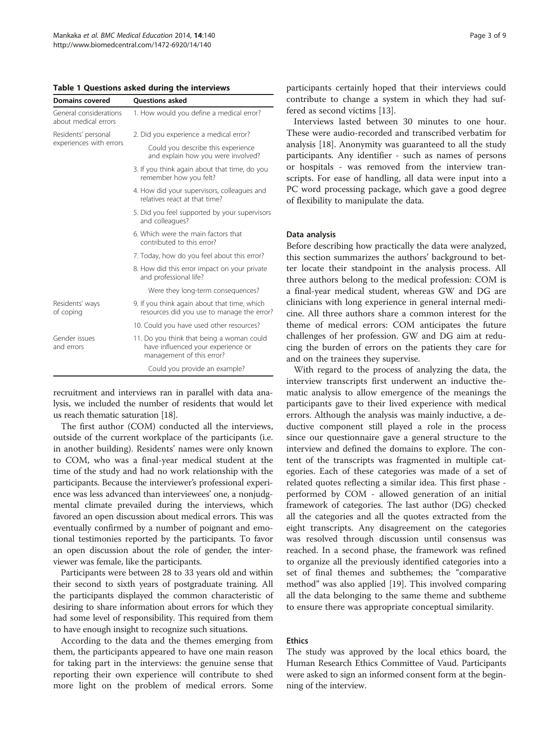**Table 1 Questions asked during the interviews**

| Domains covered | Questions asked |
| --- | --- |
| General considerations about medical errors | 1. How would you define a medical error? |
| Residents' personal experiences with errors | 2. Did you experience a medical error? |
| | Could you describe this experience and explain how you were involved? |
| | 3. If you think again about that time, do you remember how you felt? |
| | 4. How did your supervisors, colleagues and relatives react at that time? |
| | 5. Did you feel supported by your supervisors and colleagues? |
| | 6. Which were the main factors that contributed to this error? |
| | 7. Today, how do you feel about this error? |
| | 8. How did this error impact on your private and professional life? |
| | Were they long-term consequences? |
| Residents' ways of coping | 9. If you think again about that time, which resources did you use to manage the error? |
| | 10. Could you have used other resources? |
| Gender issues and errors | 11. Do you think that being a woman could have influenced your experience or management of this error? |
| | Could you provide an example? |

recruitment and interviews ran in parallel with data analysis, we included the number of residents that would let us reach thematic saturation [18].

The first author (COM) conducted all the interviews, outside of the current workplace of the participants (i.e. in another building). Residents' names were only known to COM, who was a final-year medical student at the time of the study and had no work relationship with the participants. Because the interviewer's professional experience was less advanced than interviewees' one, a nonjudgmental climate prevailed during the interviews, which favored an open discussion about medical errors. This was eventually confirmed by a number of poignant and emotional testimonies reported by the participants. To favor an open discussion about the role of gender, the interviewer was female, like the participants.

Participants were between 28 to 33 years old and within their second to sixth years of postgraduate training. All the participants displayed the common characteristic of desiring to share information about errors for which they had some level of responsibility. This required from them to have enough insight to recognize such situations.

According to the data and the themes emerging from them, the participants appeared to have one main reason for taking part in the interviews: the genuine sense that reporting their own experience will contribute to shed more light on the problem of medical errors. Some participants certainly hoped that their interviews could contribute to change a system in which they had suffered as second victims [13].

Interviews lasted between 30 minutes to one hour. These were audio-recorded and transcribed verbatim for analysis [18]. Anonymity was guaranteed to all the study participants. Any identifier - such as names of persons or hospitals - was removed from the interview transcripts. For ease of handling, all data were input into a PC word processing package, which gave a good degree of flexibility to manipulate the data.

### Data analysis

Before describing how practically the data were analyzed, this section summarizes the authors' background to better locate their standpoint in the analysis process. All three authors belong to the medical profession: COM is a final-year medical student, whereas GW and DG are clinicians with long experience in general internal medicine. All three authors share a common interest for the theme of medical errors: COM anticipates the future challenges of her profession. GW and DG aim at reducing the burden of errors on the patients they care for and on the trainees they supervise.

With regard to the process of analyzing the data, the interview transcripts first underwent an inductive thematic analysis to allow emergence of the meanings the participants gave to their lived experience with medical errors. Although the analysis was mainly inductive, a deductive component still played a role in the process since our questionnaire gave a general structure to the interview and defined the domains to explore. The content of the transcripts was fragmented in multiple categories. Each of these categories was made of a set of related quotes reflecting a similar idea. This first phase - performed by COM - allowed generation of an initial framework of categories. The last author (DG) checked all the categories and all the quotes extracted from the eight transcripts. Any disagreement on the categories was resolved through discussion until consensus was reached. In a second phase, the framework was refined to organize all the previously identified categories into a set of final themes and subthemes; the "comparative method" was also applied [19]. This involved comparing all the data belonging to the same theme and subtheme to ensure there was appropriate conceptual similarity.

### Ethics

The study was approved by the local ethics board, the Human Research Ethics Committee of Vaud. Participants were asked to sign an informed consent form at the beginning of the interview.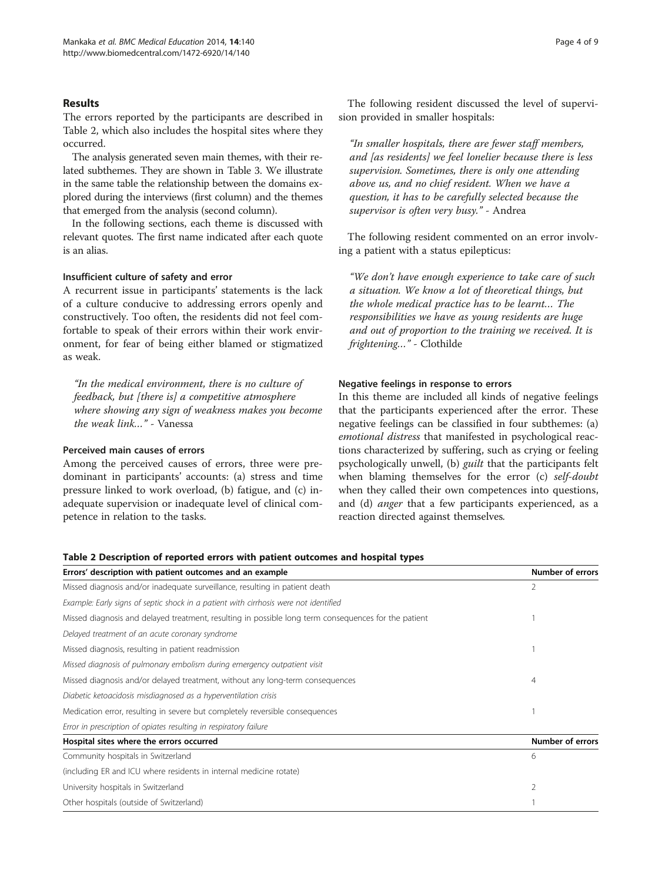## Results

The errors reported by the participants are described in Table 2, which also includes the hospital sites where they occurred.

The analysis generated seven main themes, with their related subthemes. They are shown in Table 3. We illustrate in the same table the relationship between the domains explored during the interviews (first column) and the themes that emerged from the analysis (second column).

In the following sections, each theme is discussed with relevant quotes. The first name indicated after each quote is an alias.

### Insufficient culture of safety and error

A recurrent issue in participants' statements is the lack of a culture conducive to addressing errors openly and constructively. Too often, the residents did not feel comfortable to speak of their errors within their work environment, for fear of being either blamed or stigmatized as weak.

> *"In the medical environment, there is no culture of feedback, but [there is] a competitive atmosphere where showing any sign of weakness makes you become the weak link…"* - Vanessa

### Perceived main causes of errors

Among the perceived causes of errors, three were predominant in participants' accounts: (a) stress and time pressure linked to work overload, (b) fatigue, and (c) inadequate supervision or inadequate level of clinical competence in relation to the tasks.

The following resident discussed the level of supervision provided in smaller hospitals:

> *"In smaller hospitals, there are fewer staff members, and [as residents] we feel lonelier because there is less supervision. Sometimes, there is only one attending above us, and no chief resident. When we have a question, it has to be carefully selected because the supervisor is often very busy."* - Andrea

The following resident commented on an error involving a patient with a status epilepticus:

> *"We don't have enough experience to take care of such a situation. We know a lot of theoretical things, but the whole medical practice has to be learnt… The responsibilities we have as young residents are huge and out of proportion to the training we received. It is frightening…"* - Clothilde

### Negative feelings in response to errors

In this theme are included all kinds of negative feelings that the participants experienced after the error. These negative feelings can be classified in four subthemes: (a) *emotional distress* that manifested in psychological reactions characterized by suffering, such as crying or feeling psychologically unwell, (b) *guilt* that the participants felt when blaming themselves for the error (c) *self-doubt* when they called their own competences into questions, and (d) *anger* that a few participants experienced, as a reaction directed against themselves.

**Table 2 Description of reported errors with patient outcomes and hospital types**

| Errors' description with patient outcomes and an example | Number of errors |
|---|---|
| Missed diagnosis and/or inadequate surveillance, resulting in patient death | 2 |
| *Example: Early signs of septic shock in a patient with cirrhosis were not identified* | |
| Missed diagnosis and delayed treatment, resulting in possible long term consequences for the patient | 1 |
| *Delayed treatment of an acute coronary syndrome* | |
| Missed diagnosis, resulting in patient readmission | 1 |
| *Missed diagnosis of pulmonary embolism during emergency outpatient visit* | |
| Missed diagnosis and/or delayed treatment, without any long-term consequences | 4 |
| *Diabetic ketoacidosis misdiagnosed as a hyperventilation crisis* | |
| Medication error, resulting in severe but completely reversible consequences | 1 |
| *Error in prescription of opiates resulting in respiratory failure* | |
| **Hospital sites where the errors occurred** | **Number of errors** |
| Community hospitals in Switzerland | 6 |
| (including ER and ICU where residents in internal medicine rotate) | |
| University hospitals in Switzerland | 2 |
| Other hospitals (outside of Switzerland) | 1 |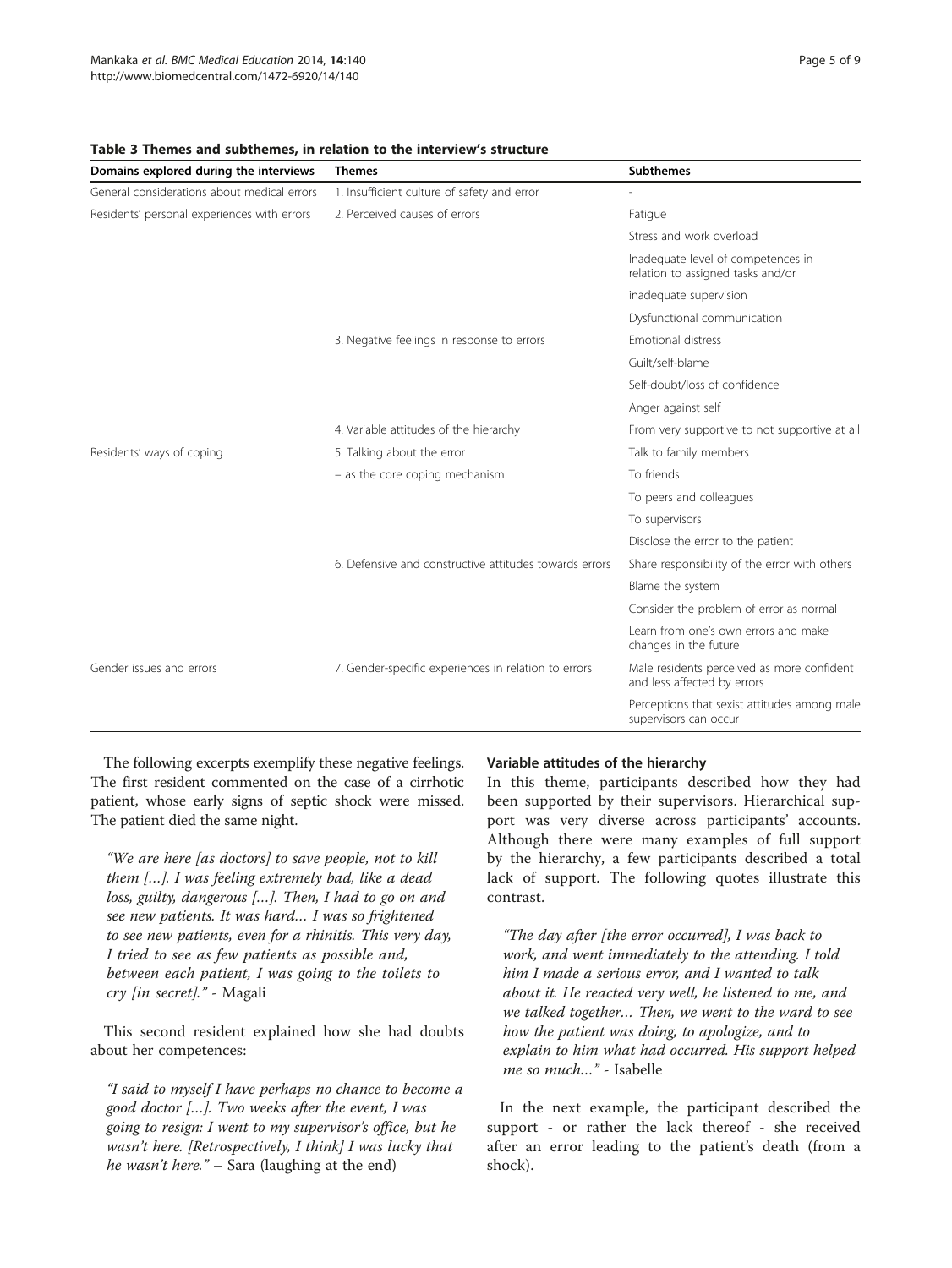**Table 3 Themes and subthemes, in relation to the interview's structure**

| Domains explored during the interviews | Themes | Subthemes |
|---|---|---|
| General considerations about medical errors | 1. Insufficient culture of safety and error | - |
| Residents' personal experiences with errors | 2. Perceived causes of errors | Fatigue |
| | | Stress and work overload |
| | | Inadequate level of competences in relation to assigned tasks and/or |
| | | inadequate supervision |
| | | Dysfunctional communication |
| | 3. Negative feelings in response to errors | Emotional distress |
| | | Guilt/self-blame |
| | | Self-doubt/loss of confidence |
| | | Anger against self |
| | 4. Variable attitudes of the hierarchy | From very supportive to not supportive at all |
| Residents' ways of coping | 5. Talking about the error | Talk to family members |
| | – as the core coping mechanism | To friends |
| | | To peers and colleagues |
| | | To supervisors |
| | | Disclose the error to the patient |
| | 6. Defensive and constructive attitudes towards errors | Share responsibility of the error with others |
| | | Blame the system |
| | | Consider the problem of error as normal |
| | | Learn from one's own errors and make changes in the future |
| Gender issues and errors | 7. Gender-specific experiences in relation to errors | Male residents perceived as more confident and less affected by errors |
| | | Perceptions that sexist attitudes among male supervisors can occur |

The following excerpts exemplify these negative feelings. The first resident commented on the case of a cirrhotic patient, whose early signs of septic shock were missed. The patient died the same night.

> *"We are here [as doctors] to save people, not to kill them [...]. I was feeling extremely bad, like a dead loss, guilty, dangerous [...]. Then, I had to go on and see new patients. It was hard... I was so frightened to see new patients, even for a rhinitis. This very day, I tried to see as few patients as possible and, between each patient, I was going to the toilets to cry [in secret]."* - Magali

This second resident explained how she had doubts about her competences:

> *"I said to myself I have perhaps no chance to become a good doctor [...]. Two weeks after the event, I was going to resign: I went to my supervisor's office, but he wasn't here. [Retrospectively, I think] I was lucky that he wasn't here."* – Sara (laughing at the end)

### Variable attitudes of the hierarchy

In this theme, participants described how they had been supported by their supervisors. Hierarchical support was very diverse across participants' accounts. Although there were many examples of full support by the hierarchy, a few participants described a total lack of support. The following quotes illustrate this contrast.

> *"The day after [the error occurred], I was back to work, and went immediately to the attending. I told him I made a serious error, and I wanted to talk about it. He reacted very well, he listened to me, and we talked together... Then, we went to the ward to see how the patient was doing, to apologize, and to explain to him what had occurred. His support helped me so much..."* - Isabelle

In the next example, the participant described the support - or rather the lack thereof - she received after an error leading to the patient's death (from a shock).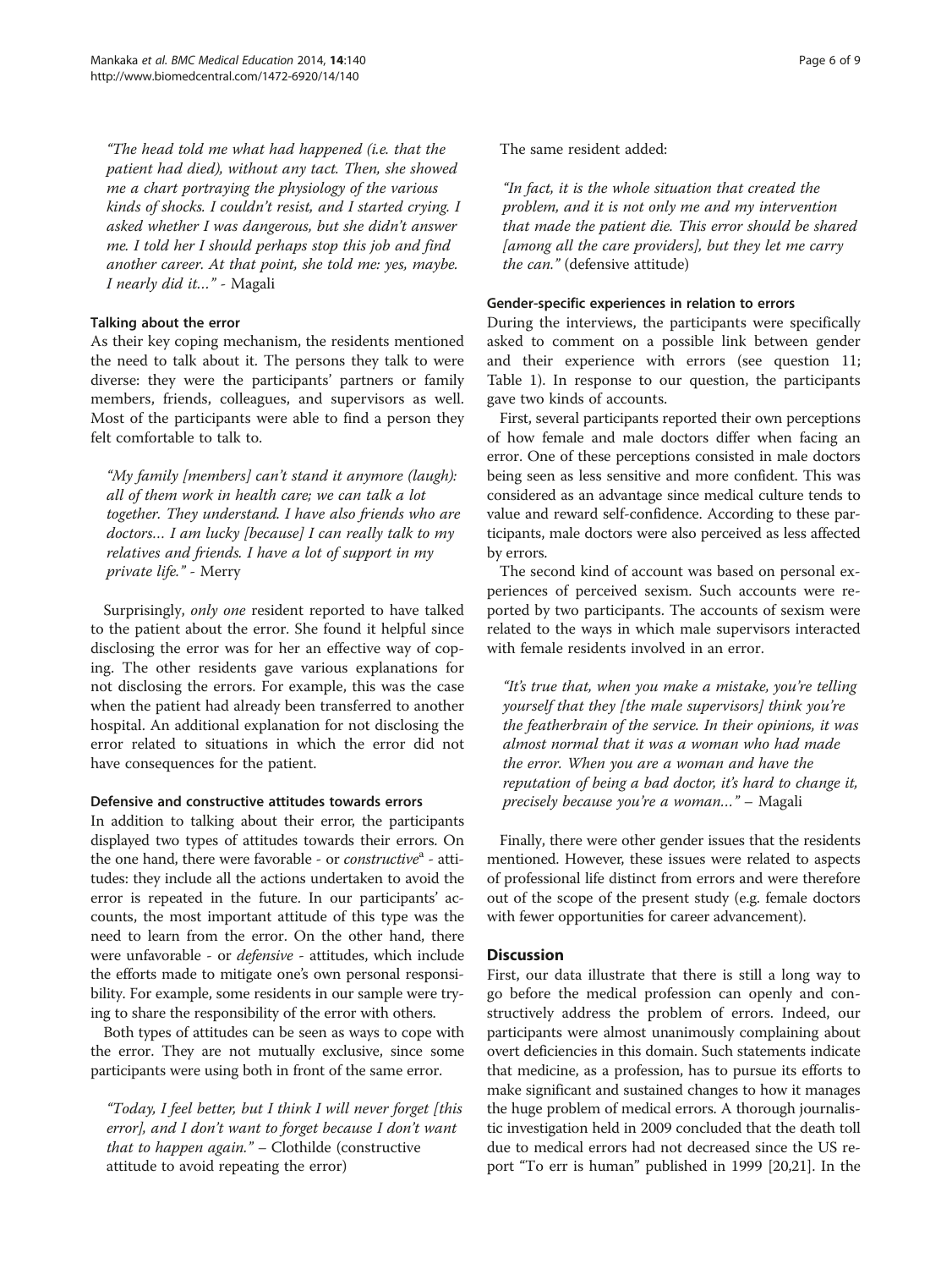*"The head told me what had happened (i.e. that the patient had died), without any tact. Then, she showed me a chart portraying the physiology of the various kinds of shocks. I couldn't resist, and I started crying. I asked whether I was dangerous, but she didn't answer me. I told her I should perhaps stop this job and find another career. At that point, she told me: yes, maybe. I nearly did it…"* - Magali

#### Talking about the error

As their key coping mechanism, the residents mentioned the need to talk about it. The persons they talk to were diverse: they were the participants' partners or family members, friends, colleagues, and supervisors as well. Most of the participants were able to find a person they felt comfortable to talk to.

*"My family [members] can't stand it anymore (laugh): all of them work in health care; we can talk a lot together. They understand. I have also friends who are doctors… I am lucky [because] I can really talk to my relatives and friends. I have a lot of support in my private life."* - Merry

Surprisingly, *only one* resident reported to have talked to the patient about the error. She found it helpful since disclosing the error was for her an effective way of coping. The other residents gave various explanations for not disclosing the errors. For example, this was the case when the patient had already been transferred to another hospital. An additional explanation for not disclosing the error related to situations in which the error did not have consequences for the patient.

#### Defensive and constructive attitudes towards errors

In addition to talking about their error, the participants displayed two types of attitudes towards their errors. On the one hand, there were favorable - or *constructive*[a] - attitudes: they include all the actions undertaken to avoid the error is repeated in the future. In our participants' accounts, the most important attitude of this type was the need to learn from the error. On the other hand, there were unfavorable - or *defensive* - attitudes, which include the efforts made to mitigate one's own personal responsibility. For example, some residents in our sample were trying to share the responsibility of the error with others.

Both types of attitudes can be seen as ways to cope with the error. They are not mutually exclusive, since some participants were using both in front of the same error.

*"Today, I feel better, but I think I will never forget [this error], and I don't want to forget because I don't want that to happen again."* – Clothilde (constructive attitude to avoid repeating the error)

The same resident added:

*"In fact, it is the whole situation that created the problem, and it is not only me and my intervention that made the patient die. This error should be shared [among all the care providers], but they let me carry the can."* (defensive attitude)

#### Gender-specific experiences in relation to errors

During the interviews, the participants were specifically asked to comment on a possible link between gender and their experience with errors (see question 11; Table 1). In response to our question, the participants gave two kinds of accounts.

First, several participants reported their own perceptions of how female and male doctors differ when facing an error. One of these perceptions consisted in male doctors being seen as less sensitive and more confident. This was considered as an advantage since medical culture tends to value and reward self-confidence. According to these participants, male doctors were also perceived as less affected by errors.

The second kind of account was based on personal experiences of perceived sexism. Such accounts were reported by two participants. The accounts of sexism were related to the ways in which male supervisors interacted with female residents involved in an error.

*"It's true that, when you make a mistake, you're telling yourself that they [the male supervisors] think you're the featherbrain of the service. In their opinions, it was almost normal that it was a woman who had made the error. When you are a woman and have the reputation of being a bad doctor, it's hard to change it, precisely because you're a woman…"* – Magali

Finally, there were other gender issues that the residents mentioned. However, these issues were related to aspects of professional life distinct from errors and were therefore out of the scope of the present study (e.g. female doctors with fewer opportunities for career advancement).

## Discussion

First, our data illustrate that there is still a long way to go before the medical profession can openly and constructively address the problem of errors. Indeed, our participants were almost unanimously complaining about overt deficiencies in this domain. Such statements indicate that medicine, as a profession, has to pursue its efforts to make significant and sustained changes to how it manages the huge problem of medical errors. A thorough journalistic investigation held in 2009 concluded that the death toll due to medical errors had not decreased since the US report "To err is human" published in 1999 [20,21]. In the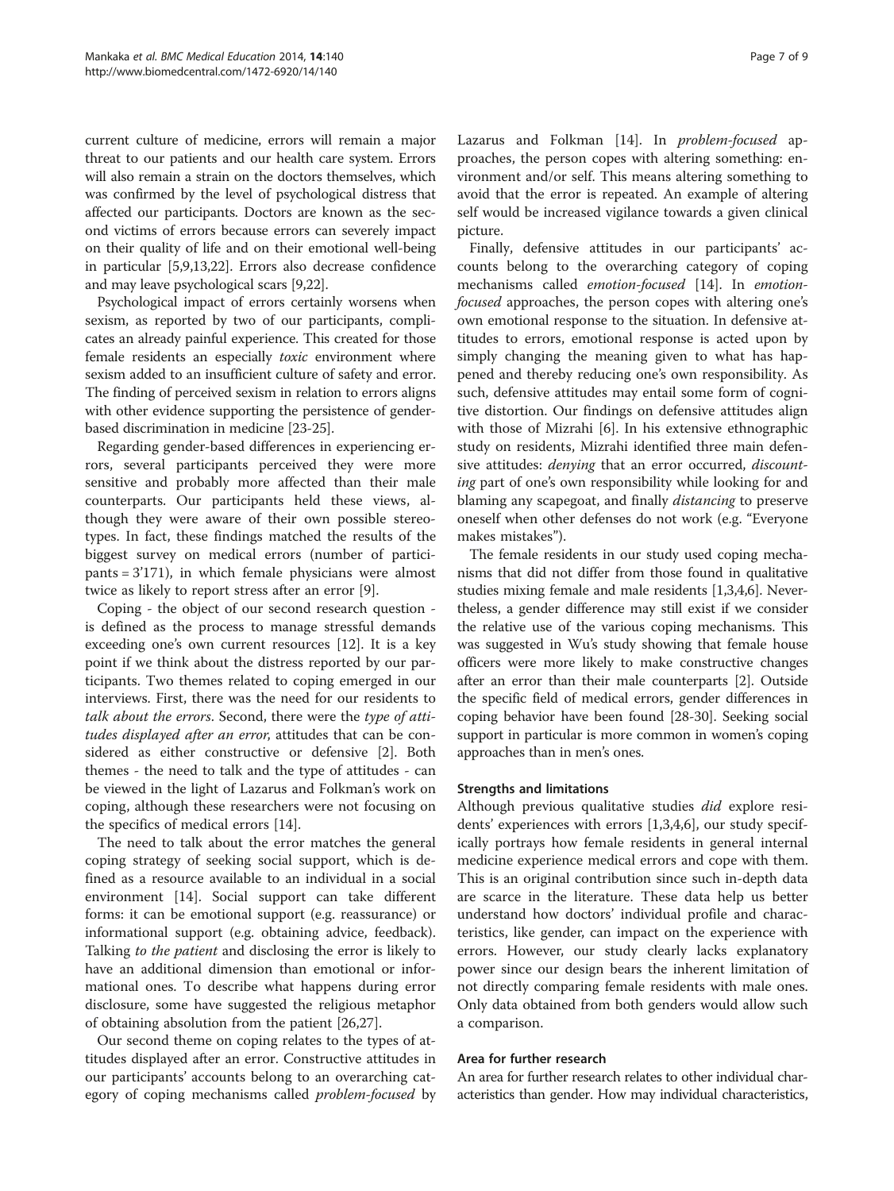current culture of medicine, errors will remain a major threat to our patients and our health care system. Errors will also remain a strain on the doctors themselves, which was confirmed by the level of psychological distress that affected our participants. Doctors are known as the second victims of errors because errors can severely impact on their quality of life and on their emotional well-being in particular [5,9,13,22]. Errors also decrease confidence and may leave psychological scars [9,22].

Psychological impact of errors certainly worsens when sexism, as reported by two of our participants, complicates an already painful experience. This created for those female residents an especially *toxic* environment where sexism added to an insufficient culture of safety and error. The finding of perceived sexism in relation to errors aligns with other evidence supporting the persistence of gender-based discrimination in medicine [23-25].

Regarding gender-based differences in experiencing errors, several participants perceived they were more sensitive and probably more affected than their male counterparts. Our participants held these views, although they were aware of their own possible stereotypes. In fact, these findings matched the results of the biggest survey on medical errors (number of participants = 3'171), in which female physicians were almost twice as likely to report stress after an error [9].

Coping - the object of our second research question - is defined as the process to manage stressful demands exceeding one's own current resources [12]. It is a key point if we think about the distress reported by our participants. Two themes related to coping emerged in our interviews. First, there was the need for our residents to *talk about the errors*. Second, there were the *type of attitudes displayed after an error*, attitudes that can be considered as either constructive or defensive [2]. Both themes - the need to talk and the type of attitudes - can be viewed in the light of Lazarus and Folkman's work on coping, although these researchers were not focusing on the specifics of medical errors [14].

The need to talk about the error matches the general coping strategy of seeking social support, which is defined as a resource available to an individual in a social environment [14]. Social support can take different forms: it can be emotional support (e.g. reassurance) or informational support (e.g. obtaining advice, feedback). Talking *to the patient* and disclosing the error is likely to have an additional dimension than emotional or informational ones. To describe what happens during error disclosure, some have suggested the religious metaphor of obtaining absolution from the patient [26,27].

Our second theme on coping relates to the types of attitudes displayed after an error. Constructive attitudes in our participants' accounts belong to an overarching category of coping mechanisms called *problem-focused* by Lazarus and Folkman [14]. In *problem-focused* approaches, the person copes with altering something: environment and/or self. This means altering something to avoid that the error is repeated. An example of altering self would be increased vigilance towards a given clinical picture.

Finally, defensive attitudes in our participants' accounts belong to the overarching category of coping mechanisms called *emotion-focused* [14]. In *emotion-focused* approaches, the person copes with altering one's own emotional response to the situation. In defensive attitudes to errors, emotional response is acted upon by simply changing the meaning given to what has happened and thereby reducing one's own responsibility. As such, defensive attitudes may entail some form of cognitive distortion. Our findings on defensive attitudes align with those of Mizrahi [6]. In his extensive ethnographic study on residents, Mizrahi identified three main defensive attitudes: *denying* that an error occurred, *discounting* part of one's own responsibility while looking for and blaming any scapegoat, and finally *distancing* to preserve oneself when other defenses do not work (e.g. "Everyone makes mistakes").

The female residents in our study used coping mechanisms that did not differ from those found in qualitative studies mixing female and male residents [1,3,4,6]. Nevertheless, a gender difference may still exist if we consider the relative use of the various coping mechanisms. This was suggested in Wu's study showing that female house officers were more likely to make constructive changes after an error than their male counterparts [2]. Outside the specific field of medical errors, gender differences in coping behavior have been found [28-30]. Seeking social support in particular is more common in women's coping approaches than in men's ones.

### Strengths and limitations

Although previous qualitative studies *did* explore residents' experiences with errors [1,3,4,6], our study specifically portrays how female residents in general internal medicine experience medical errors and cope with them. This is an original contribution since such in-depth data are scarce in the literature. These data help us better understand how doctors' individual profile and characteristics, like gender, can impact on the experience with errors. However, our study clearly lacks explanatory power since our design bears the inherent limitation of not directly comparing female residents with male ones. Only data obtained from both genders would allow such a comparison.

### Area for further research

An area for further research relates to other individual characteristics than gender. How may individual characteristics,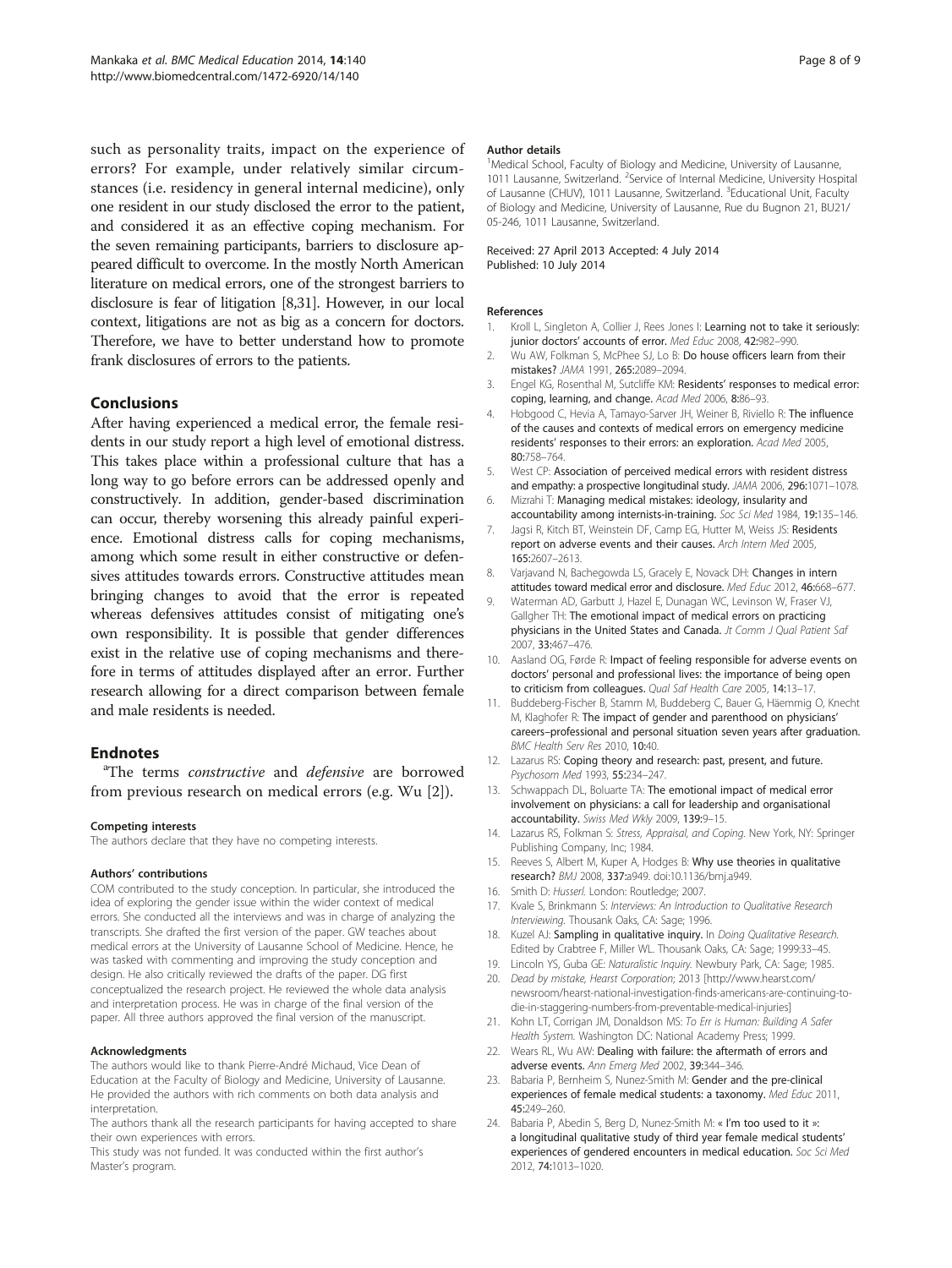such as personality traits, impact on the experience of errors? For example, under relatively similar circumstances (i.e. residency in general internal medicine), only one resident in our study disclosed the error to the patient, and considered it as an effective coping mechanism. For the seven remaining participants, barriers to disclosure appeared difficult to overcome. In the mostly North American literature on medical errors, one of the strongest barriers to disclosure is fear of litigation [8,31]. However, in our local context, litigations are not as big as a concern for doctors. Therefore, we have to better understand how to promote frank disclosures of errors to the patients.

## Conclusions

After having experienced a medical error, the female residents in our study report a high level of emotional distress. This takes place within a professional culture that has a long way to go before errors can be addressed openly and constructively. In addition, gender-based discrimination can occur, thereby worsening this already painful experience. Emotional distress calls for coping mechanisms, among which some result in either constructive or defensives attitudes towards errors. Constructive attitudes mean bringing changes to avoid that the error is repeated whereas defensives attitudes consist of mitigating one's own responsibility. It is possible that gender differences exist in the relative use of coping mechanisms and therefore in terms of attitudes displayed after an error. Further research allowing for a direct comparison between female and male residents is needed.

## Endnotes

[a]The terms *constructive* and *defensive* are borrowed from previous research on medical errors (e.g. Wu [2]).

#### Competing interests
The authors declare that they have no competing interests.

#### Authors' contributions
COM contributed to the study conception. In particular, she introduced the idea of exploring the gender issue within the wider context of medical errors. She conducted all the interviews and was in charge of analyzing the transcripts. She drafted the first version of the paper. GW teaches about medical errors at the University of Lausanne School of Medicine. Hence, he was tasked with commenting and improving the study conception and design. He also critically reviewed the drafts of the paper. DG first conceptualized the research project. He reviewed the whole data analysis and interpretation process. He was in charge of the final version of the paper. All three authors approved the final version of the manuscript.

#### Acknowledgments
The authors would like to thank Pierre-André Michaud, Vice Dean of Education at the Faculty of Biology and Medicine, University of Lausanne. He provided the authors with rich comments on both data analysis and interpretation.
The authors thank all the research participants for having accepted to share their own experiences with errors.
This study was not funded. It was conducted within the first author's Master's program.

#### Author details
[1]Medical School, Faculty of Biology and Medicine, University of Lausanne, 1011 Lausanne, Switzerland. [2]Service of Internal Medicine, University Hospital of Lausanne (CHUV), 1011 Lausanne, Switzerland. [3]Educational Unit, Faculty of Biology and Medicine, University of Lausanne, Rue du Bugnon 21, BU21/05-246, 1011 Lausanne, Switzerland.

Received: 27 April 2013 Accepted: 4 July 2014
Published: 10 July 2014

#### References

1. Kroll L, Singleton A, Collier J, Rees Jones I: **Learning not to take it seriously: junior doctors' accounts of error.** *Med Educ* 2008, **42:**982–990.
2. Wu AW, Folkman S, McPhee SJ, Lo B: **Do house officers learn from their mistakes?** *JAMA* 1991, **265:**2089–2094.
3. Engel KG, Rosenthal M, Sutcliffe KM: **Residents' responses to medical error: coping, learning, and change.** *Acad Med* 2006, **8:**86–93.
4. Hobgood C, Hevia A, Tamayo-Sarver JH, Weiner B, Riviello R: **The influence of the causes and contexts of medical errors on emergency medicine residents' responses to their errors: an exploration.** *Acad Med* 2005, **80:**758–764.
5. West CP: **Association of perceived medical errors with resident distress and empathy: a prospective longitudinal study.** *JAMA* 2006, **296:**1071–1078.
6. Mizrahi T: **Managing medical mistakes: ideology, insularity and accountability among internists-in-training.** *Soc Sci Med* 1984, **19:**135–146.
7. Jagsi R, Kitch BT, Weinstein DF, Camp EG, Hutter M, Weiss JS: **Residents report on adverse events and their causes.** *Arch Intern Med* 2005, **165:**2607–2613.
8. Varjavand N, Bachegowda LS, Gracely E, Novack DH: **Changes in intern attitudes toward medical error and disclosure.** *Med Educ* 2012, **46:**668–677.
9. Waterman AD, Garbutt J, Hazel E, Dunagan WC, Levinson W, Fraser VJ, Gallgher TH: **The emotional impact of medical errors on practicing physicians in the United States and Canada.** *Jt Comm J Qual Patient Saf* 2007, **33:**467–476.
10. Aasland OG, Førde R: **Impact of feeling responsible for adverse events on doctors' personal and professional lives: the importance of being open to criticism from colleagues.** *Qual Saf Health Care* 2005, **14:**13–17.
11. Buddeberg-Fischer B, Stamm M, Buddeberg C, Bauer G, Häemmig O, Knecht M, Klaghofer R: **The impact of gender and parenthood on physicians' careers–professional and personal situation seven years after graduation.** *BMC Health Serv Res* 2010, **10:**40.
12. Lazarus RS: **Coping theory and research: past, present, and future.** *Psychosom Med* 1993, **55:**234–247.
13. Schwappach DL, Boluarte TA: **The emotional impact of medical error involvement on physicians: a call for leadership and organisational accountability.** *Swiss Med Wkly* 2009, **139:**9–15.
14. Lazarus RS, Folkman S: *Stress, Appraisal, and Coping.* New York, NY: Springer Publishing Company, Inc; 1984.
15. Reeves S, Albert M, Kuper A, Hodges B: **Why use theories in qualitative research?** *BMJ* 2008, **337:**a949. doi:10.1136/bmj.a949.
16. Smith D: *Husserl.* London: Routledge; 2007.
17. Kvale S, Brinkmann S: *Interviews: An Introduction to Qualitative Research Interviewing.* Thousank Oaks, CA: Sage; 1996.
18. Kuzel AJ: **Sampling in qualitative inquiry.** In *Doing Qualitative Research.* Edited by Crabtree F, Miller WL. Thousank Oaks, CA: Sage; 1999:33–45.
19. Lincoln YS, Guba GE: *Naturalistic Inquiry.* Newbury Park, CA: Sage; 1985.
20. *Dead by mistake, Hearst Corporation*; 2013 [http://www.hearst.com/newsroom/hearst-national-investigation-finds-americans-are-continuing-to-die-in-staggering-numbers-from-preventable-medical-injuries]
21. Kohn LT, Corrigan JM, Donaldson MS: *To Err is Human: Building A Safer Health System.* Washington DC: National Academy Press; 1999.
22. Wears RL, Wu AW: **Dealing with failure: the aftermath of errors and adverse events.** *Ann Emerg Med* 2002, **39:**344–346.
23. Babaria P, Bernheim S, Nunez-Smith M: **Gender and the pre-clinical experiences of female medical students: a taxonomy.** *Med Educ* 2011, **45:**249–260.
24. Babaria P, Abedin S, Berg D, Nunez-Smith M: **« I'm too used to it »: a longitudinal qualitative study of third year female medical students' experiences of gendered encounters in medical education.** *Soc Sci Med* 2012, **74:**1013–1020.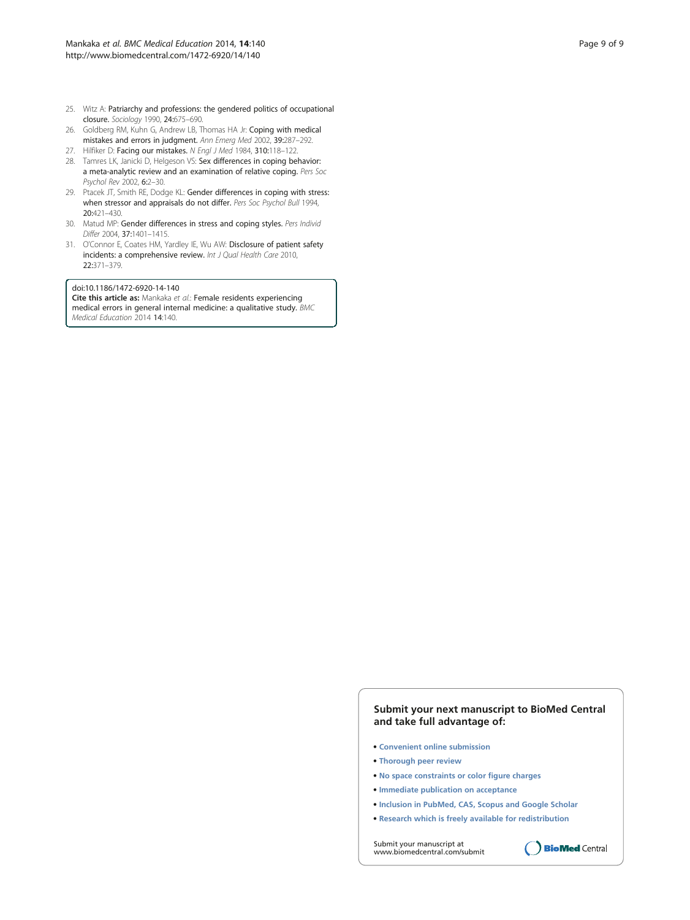25. Witz A: **Patriarchy and professions: the gendered politics of occupational closure.** *Sociology* 1990, **24:**675–690.
26. Goldberg RM, Kuhn G, Andrew LB, Thomas HA Jr: **Coping with medical mistakes and errors in judgment.** *Ann Emerg Med* 2002, **39:**287–292.
27. Hilfiker D: **Facing our mistakes.** *N Engl J Med* 1984, **310:**118–122.
28. Tamres LK, Janicki D, Helgeson VS: **Sex differences in coping behavior: a meta-analytic review and an examination of relative coping.** *Pers Soc Psychol Rev* 2002, **6:**2–30.
29. Ptacek JT, Smith RE, Dodge KL: **Gender differences in coping with stress: when stressor and appraisals do not differ.** *Pers Soc Psychol Bull* 1994, **20:**421–430.
30. Matud MP: **Gender differences in stress and coping styles.** *Pers Individ Differ* 2004, **37:**1401–1415.
31. O'Connor E, Coates HM, Yardley IE, Wu AW: **Disclosure of patient safety incidents: a comprehensive review.** *Int J Qual Health Care* 2010, **22:**371–379.

doi:10.1186/1472-6920-14-140
**Cite this article as:** Mankaka *et al.*: Female residents experiencing medical errors in general internal medicine: a qualitative study. *BMC Medical Education* 2014 **14**:140.

**Submit your next manuscript to BioMed Central and take full advantage of:**

- **Convenient online submission**
- **Thorough peer review**
- **No space constraints or color figure charges**
- **Immediate publication on acceptance**
- **Inclusion in PubMed, CAS, Scopus and Google Scholar**
- **Research which is freely available for redistribution**

Submit your manuscript at
www.biomedcentral.com/submit

BioMed Central